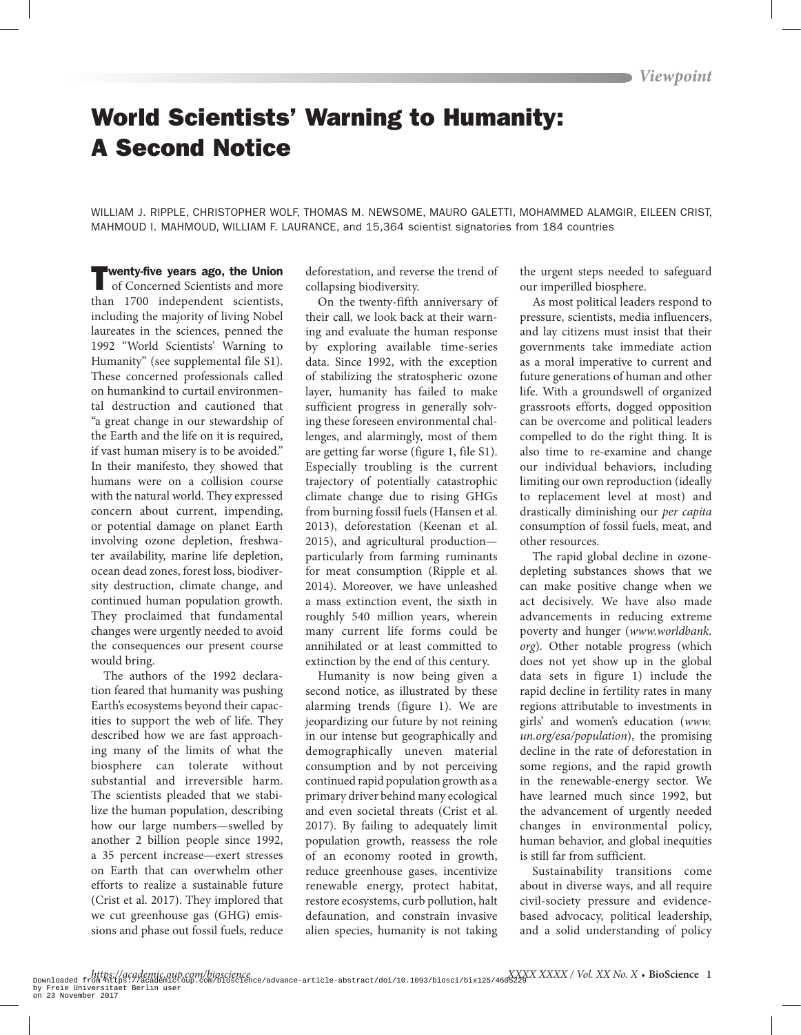Viewpoint

# World Scientists' Warning to Humanity: A Second Notice

WILLIAM J. RIPPLE, CHRISTOPHER WOLF, THOMAS M. NEWSOME, MAURO GALETTI, MOHAMMED ALAMGIR, EILEEN CRIST, MAHMOUD I. MAHMOUD, WILLIAM F. LAURANCE, and 15,364 scientist signatories from 184 countries

**Twenty-five years ago, the Union** of Concerned Scientists and more than 1700 independent scientists, including the majority of living Nobel laureates in the sciences, penned the 1992 "World Scientists' Warning to Humanity" (see supplemental file S1). These concerned professionals called on humankind to curtail environmental destruction and cautioned that "a great change in our stewardship of the Earth and the life on it is required, if vast human misery is to be avoided." In their manifesto, they showed that humans were on a collision course with the natural world. They expressed concern about current, impending, or potential damage on planet Earth involving ozone depletion, freshwater availability, marine life depletion, ocean dead zones, forest loss, biodiversity destruction, climate change, and continued human population growth. They proclaimed that fundamental changes were urgently needed to avoid the consequences our present course would bring.

The authors of the 1992 declaration feared that humanity was pushing Earth's ecosystems beyond their capacities to support the web of life. They described how we are fast approaching many of the limits of what the biosphere can tolerate without substantial and irreversible harm. The scientists pleaded that we stabilize the human population, describing how our large numbers—swelled by another 2 billion people since 1992, a 35 percent increase—exert stresses on Earth that can overwhelm other efforts to realize a sustainable future (Crist et al. 2017). They implored that we cut greenhouse gas (GHG) emissions and phase out fossil fuels, reduce deforestation, and reverse the trend of collapsing biodiversity.

On the twenty-fifth anniversary of their call, we look back at their warning and evaluate the human response by exploring available time-series data. Since 1992, with the exception of stabilizing the stratospheric ozone layer, humanity has failed to make sufficient progress in generally solving these foreseen environmental challenges, and alarmingly, most of them are getting far worse (figure 1, file S1). Especially troubling is the current trajectory of potentially catastrophic climate change due to rising GHGs from burning fossil fuels (Hansen et al. 2013), deforestation (Keenan et al. 2015), and agricultural production—particularly from farming ruminants for meat consumption (Ripple et al. 2014). Moreover, we have unleashed a mass extinction event, the sixth in roughly 540 million years, wherein many current life forms could be annihilated or at least committed to extinction by the end of this century.

Humanity is now being given a second notice, as illustrated by these alarming trends (figure 1). We are jeopardizing our future by not reining in our intense but geographically and demographically uneven material consumption and by not perceiving continued rapid population growth as a primary driver behind many ecological and even societal threats (Crist et al. 2017). By failing to adequately limit population growth, reassess the role of an economy rooted in growth, reduce greenhouse gases, incentivize renewable energy, protect habitat, restore ecosystems, curb pollution, halt defaunation, and constrain invasive alien species, humanity is not taking the urgent steps needed to safeguard our imperilled biosphere.

As most political leaders respond to pressure, scientists, media influencers, and lay citizens must insist that their governments take immediate action as a moral imperative to current and future generations of human and other life. With a groundswell of organized grassroots efforts, dogged opposition can be overcome and political leaders compelled to do the right thing. It is also time to re-examine and change our individual behaviors, including limiting our own reproduction (ideally to replacement level at most) and drastically diminishing our *per capita* consumption of fossil fuels, meat, and other resources.

The rapid global decline in ozone-depleting substances shows that we can make positive change when we act decisively. We have also made advancements in reducing extreme poverty and hunger (*www.worldbank.org*). Other notable progress (which does not yet show up in the global data sets in figure 1) include the rapid decline in fertility rates in many regions attributable to investments in girls' and women's education (*www.un.org/esa/population*), the promising decline in the rate of deforestation in some regions, and the rapid growth in the renewable-energy sector. We have learned much since 1992, but the advancement of urgently needed changes in environmental policy, human behavior, and global inequities is still far from sufficient.

Sustainability transitions come about in diverse ways, and all require civil-society pressure and evidence-based advocacy, political leadership, and a solid understanding of policy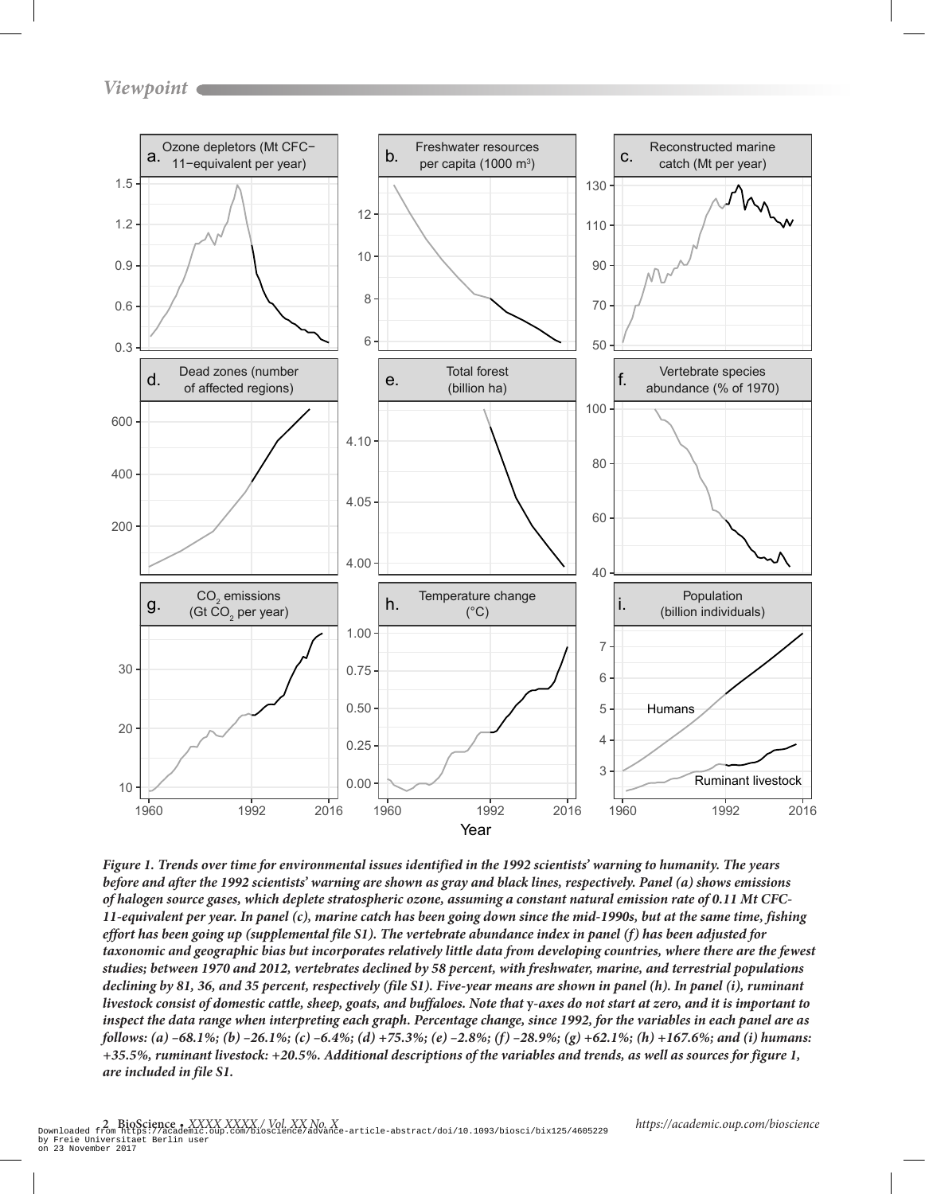Figure 1. Trends over time for environmental issues identified in the 1992 scientists' warning to humanity. The years before and after the 1992 scientists' warning are shown as gray and black lines, respectively. Panel (a) shows emissions of halogen source gases, which deplete stratospheric ozone, assuming a constant natural emission rate of 0.11 Mt CFC-11-equivalent per year. In panel (c), marine catch has been going down since the mid-1990s, but at the same time, fishing effort has been going up (supplemental file S1). The vertebrate abundance index in panel (f) has been adjusted for taxonomic and geographic bias but incorporates relatively little data from developing countries, where there are the fewest studies; between 1970 and 2012, vertebrates declined by 58 percent, with freshwater, marine, and terrestrial populations declining by 81, 36, and 35 percent, respectively (file S1). Five-year means are shown in panel (h). In panel (i), ruminant livestock consist of domestic cattle, sheep, goats, and buffaloes. Note that y-axes do not start at zero, and it is important to inspect the data range when interpreting each graph. Percentage change, since 1992, for the variables in each panel are as follows: (a) –68.1%; (b) –26.1%; (c) –6.4%; (d) +75.3%; (e) –2.8%; (f) –28.9%; (g) +62.1%; (h) +167.6%; and (i) humans: +35.5%, ruminant livestock: +20.5%. Additional descriptions of the variables and trends, as well as sources for figure 1, are included in file S1.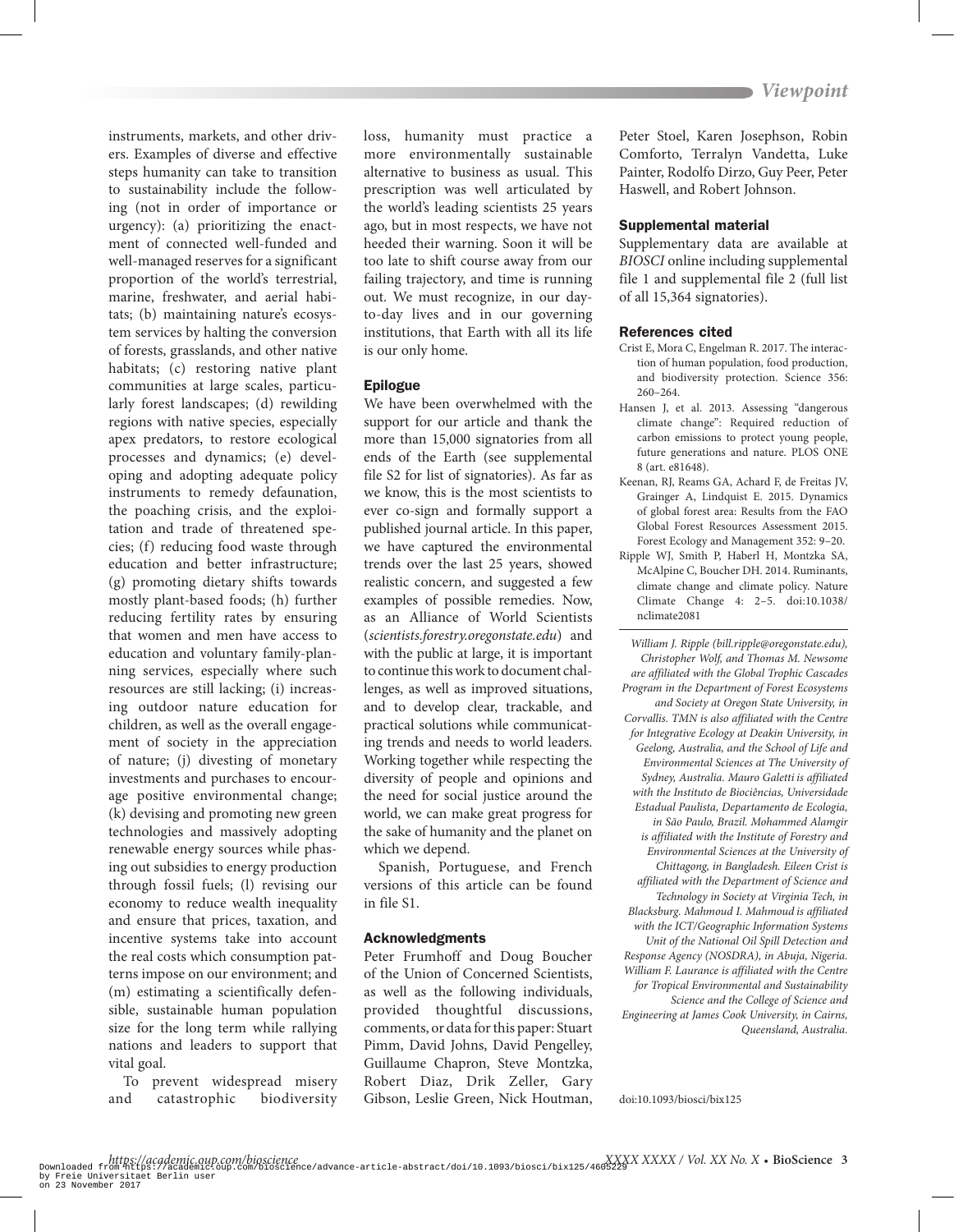instruments, markets, and other drivers. Examples of diverse and effective steps humanity can take to transition to sustainability include the following (not in order of importance or urgency): (a) prioritizing the enactment of connected well-funded and well-managed reserves for a significant proportion of the world's terrestrial, marine, freshwater, and aerial habitats; (b) maintaining nature's ecosystem services by halting the conversion of forests, grasslands, and other native habitats; (c) restoring native plant communities at large scales, particularly forest landscapes; (d) rewilding regions with native species, especially apex predators, to restore ecological processes and dynamics; (e) developing and adopting adequate policy instruments to remedy defaunation, the poaching crisis, and the exploitation and trade of threatened species; (f) reducing food waste through education and better infrastructure; (g) promoting dietary shifts towards mostly plant-based foods; (h) further reducing fertility rates by ensuring that women and men have access to education and voluntary family-planning services, especially where such resources are still lacking; (i) increasing outdoor nature education for children, as well as the overall engagement of society in the appreciation of nature; (j) divesting of monetary investments and purchases to encourage positive environmental change; (k) devising and promoting new green technologies and massively adopting renewable energy sources while phasing out subsidies to energy production through fossil fuels; (l) revising our economy to reduce wealth inequality and ensure that prices, taxation, and incentive systems take into account the real costs which consumption patterns impose on our environment; and (m) estimating a scientifically defensible, sustainable human population size for the long term while rallying nations and leaders to support that vital goal.

To prevent widespread misery and catastrophic biodiversity loss, humanity must practice a more environmentally sustainable alternative to business as usual. This prescription was well articulated by the world's leading scientists 25 years ago, but in most respects, we have not heeded their warning. Soon it will be too late to shift course away from our failing trajectory, and time is running out. We must recognize, in our day-to-day lives and in our governing institutions, that Earth with all its life is our only home.

## Epilogue

We have been overwhelmed with the support for our article and thank the more than 15,000 signatories from all ends of the Earth (see supplemental file S2 for list of signatories). As far as we know, this is the most scientists to ever co-sign and formally support a published journal article. In this paper, we have captured the environmental trends over the last 25 years, showed realistic concern, and suggested a few examples of possible remedies. Now, as an Alliance of World Scientists (*scientists.forestry.oregonstate.edu*) and with the public at large, it is important to continue this work to document challenges, as well as improved situations, and to develop clear, trackable, and practical solutions while communicating trends and needs to world leaders. Working together while respecting the diversity of people and opinions and the need for social justice around the world, we can make great progress for the sake of humanity and the planet on which we depend.

Spanish, Portuguese, and French versions of this article can be found in file S1.

## Acknowledgments

Peter Frumhoff and Doug Boucher of the Union of Concerned Scientists, as well as the following individuals, provided thoughtful discussions, comments, or data for this paper: Stuart Pimm, David Johns, David Pengelley, Guillaume Chapron, Steve Montzka, Robert Diaz, Drik Zeller, Gary Gibson, Leslie Green, Nick Houtman, Peter Stoel, Karen Josephson, Robin Comforto, Terralyn Vandetta, Luke Painter, Rodolfo Dirzo, Guy Peer, Peter Haswell, and Robert Johnson.

## Supplemental material

Supplementary data are available at *BIOSCI* online including supplemental file 1 and supplemental file 2 (full list of all 15,364 signatories).

## References cited

Crist E, Mora C, Engelman R. 2017. The interaction of human population, food production, and biodiversity protection. Science 356: 260–264.

Hansen J, et al. 2013. Assessing "dangerous climate change": Required reduction of carbon emissions to protect young people, future generations and nature. PLOS ONE 8 (art. e81648).

Keenan, RJ, Reams GA, Achard F, de Freitas JV, Grainger A, Lindquist E. 2015. Dynamics of global forest area: Results from the FAO Global Forest Resources Assessment 2015. Forest Ecology and Management 352: 9–20.

Ripple WJ, Smith P, Haberl H, Montzka SA, McAlpine C, Boucher DH. 2014. Ruminants, climate change and climate policy. Nature Climate Change 4: 2–5. doi:10.1038/nclimate2081

*William J. Ripple (bill.ripple@oregonstate.edu), Christopher Wolf, and Thomas M. Newsome are affiliated with the Global Trophic Cascades Program in the Department of Forest Ecosystems and Society at Oregon State University, in Corvallis. TMN is also affiliated with the Centre for Integrative Ecology at Deakin University, in Geelong, Australia, and the School of Life and Environmental Sciences at The University of Sydney, Australia. Mauro Galetti is affiliated with the Instituto de Biociências, Universidade Estadual Paulista, Departamento de Ecologia, in São Paulo, Brazil. Mohammed Alamgir is affiliated with the Institute of Forestry and Environmental Sciences at the University of Chittagong, in Bangladesh. Eileen Crist is affiliated with the Department of Science and Technology in Society at Virginia Tech, in Blacksburg. Mahmoud I. Mahmoud is affiliated with the ICT/Geographic Information Systems Unit of the National Oil Spill Detection and Response Agency (NOSDRA), in Abuja, Nigeria. William F. Laurance is affiliated with the Centre for Tropical Environmental and Sustainability Science and the College of Science and Engineering at James Cook University, in Cairns, Queensland, Australia.*

doi:10.1093/biosci/bix125